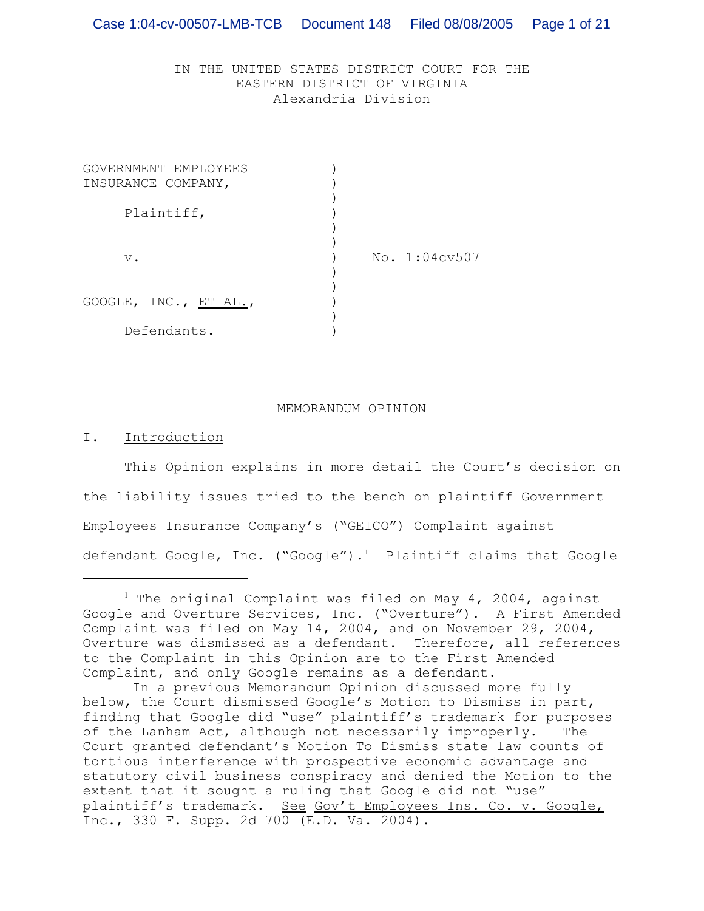IN THE UNITED STATES DISTRICT COURT FOR THE
EASTERN DISTRICT OF VIRGINIA
Alexandria Division

GOVERNMENT EMPLOYEES INSURANCE COMPANY,

Plaintiff,

v.

GOOGLE, INC., ET AL.,

Defendants.

No. 1:04cv507

## MEMORANDUM OPINION

### I. Introduction

This Opinion explains in more detail the Court's decision on the liability issues tried to the bench on plaintiff Government Employees Insurance Company's ("GEICO") Complaint against defendant Google, Inc. ("Google").[1] Plaintiff claims that Google

---

[1] The original Complaint was filed on May 4, 2004, against Google and Overture Services, Inc. ("Overture"). A First Amended Complaint was filed on May 14, 2004, and on November 29, 2004, Overture was dismissed as a defendant. Therefore, all references to the Complaint in this Opinion are to the First Amended Complaint, and only Google remains as a defendant.

In a previous Memorandum Opinion discussed more fully below, the Court dismissed Google's Motion to Dismiss in part, finding that Google did "use" plaintiff's trademark for purposes of the Lanham Act, although not necessarily improperly. The Court granted defendant's Motion To Dismiss state law counts of tortious interference with prospective economic advantage and statutory civil business conspiracy and denied the Motion to the extent that it sought a ruling that Google did not "use" plaintiff's trademark. See Gov't Employees Ins. Co. v. Google, Inc., 330 F. Supp. 2d 700 (E.D. Va. 2004).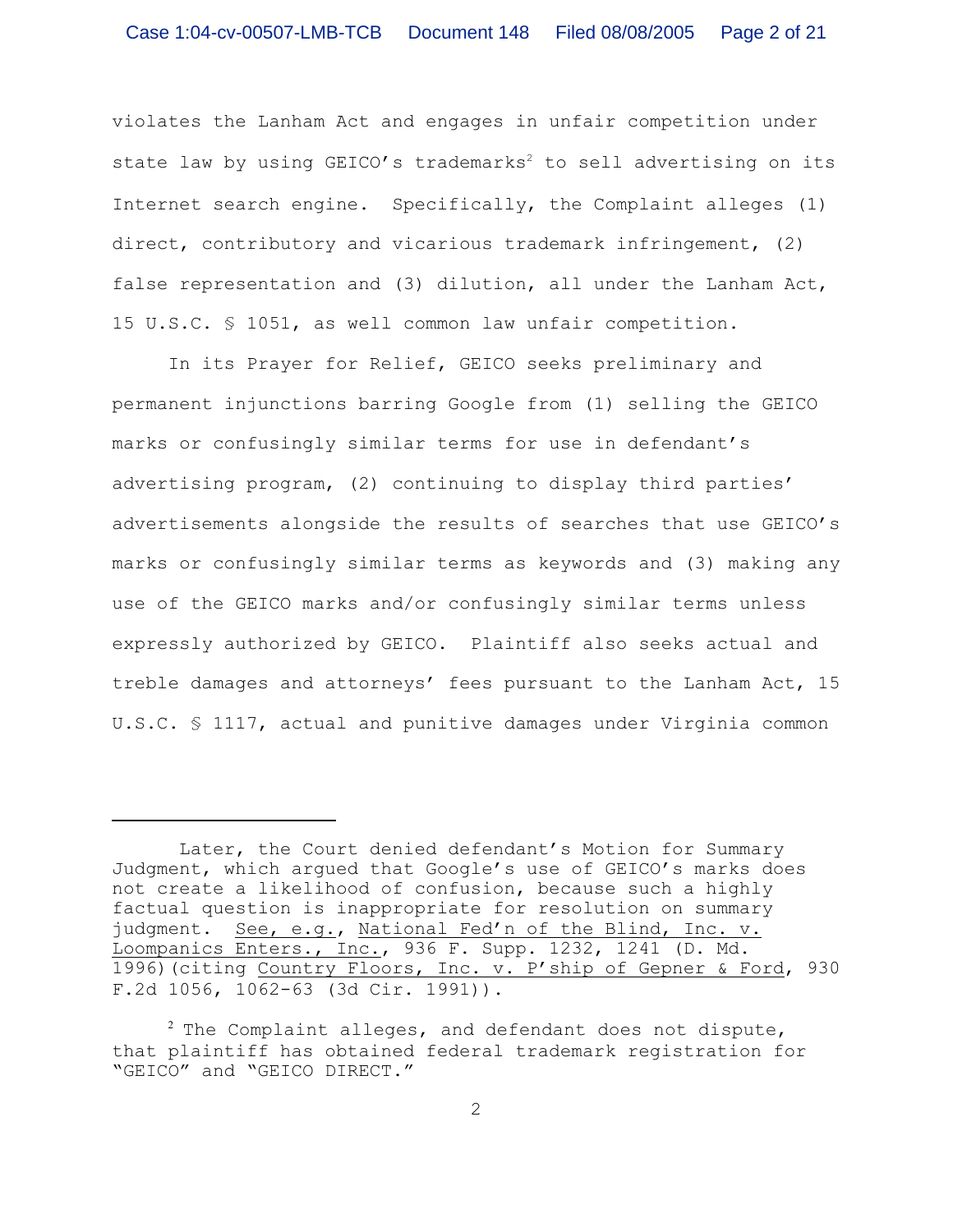violates the Lanham Act and engages in unfair competition under state law by using GEICO's trademarks[2] to sell advertising on its Internet search engine. Specifically, the Complaint alleges (1) direct, contributory and vicarious trademark infringement, (2) false representation and (3) dilution, all under the Lanham Act, 15 U.S.C. § 1051, as well common law unfair competition.

In its Prayer for Relief, GEICO seeks preliminary and permanent injunctions barring Google from (1) selling the GEICO marks or confusingly similar terms for use in defendant's advertising program, (2) continuing to display third parties' advertisements alongside the results of searches that use GEICO's marks or confusingly similar terms as keywords and (3) making any use of the GEICO marks and/or confusingly similar terms unless expressly authorized by GEICO. Plaintiff also seeks actual and treble damages and attorneys' fees pursuant to the Lanham Act, 15 U.S.C. § 1117, actual and punitive damages under Virginia common

---

Later, the Court denied defendant's Motion for Summary Judgment, which argued that Google's use of GEICO's marks does not create a likelihood of confusion, because such a highly factual question is inappropriate for resolution on summary judgment. See, e.g., National Fed'n of the Blind, Inc. v. Loompanics Enters., Inc., 936 F. Supp. 1232, 1241 (D. Md. 1996)(citing Country Floors, Inc. v. P'ship of Gepner & Ford, 930 F.2d 1056, 1062-63 (3d Cir. 1991)).

[2] The Complaint alleges, and defendant does not dispute, that plaintiff has obtained federal trademark registration for "GEICO" and "GEICO DIRECT."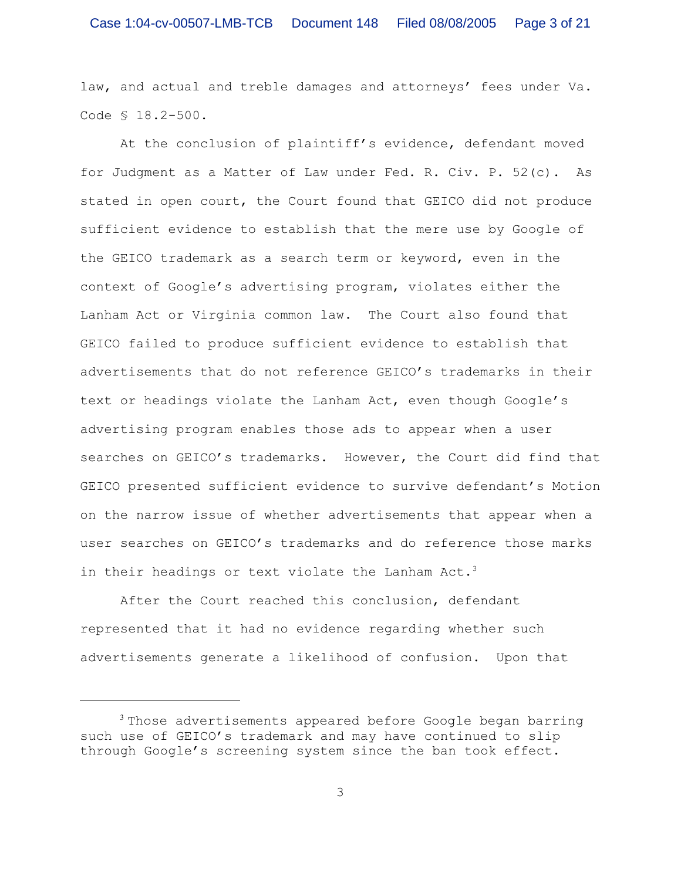law, and actual and treble damages and attorneys' fees under Va. Code § 18.2-500.

At the conclusion of plaintiff's evidence, defendant moved for Judgment as a Matter of Law under Fed. R. Civ. P. 52(c). As stated in open court, the Court found that GEICO did not produce sufficient evidence to establish that the mere use by Google of the GEICO trademark as a search term or keyword, even in the context of Google's advertising program, violates either the Lanham Act or Virginia common law. The Court also found that GEICO failed to produce sufficient evidence to establish that advertisements that do not reference GEICO's trademarks in their text or headings violate the Lanham Act, even though Google's advertising program enables those ads to appear when a user searches on GEICO's trademarks. However, the Court did find that GEICO presented sufficient evidence to survive defendant's Motion on the narrow issue of whether advertisements that appear when a user searches on GEICO's trademarks and do reference those marks in their headings or text violate the Lanham Act.[3]

After the Court reached this conclusion, defendant represented that it had no evidence regarding whether such advertisements generate a likelihood of confusion. Upon that

---

[3] Those advertisements appeared before Google began barring such use of GEICO's trademark and may have continued to slip through Google's screening system since the ban took effect.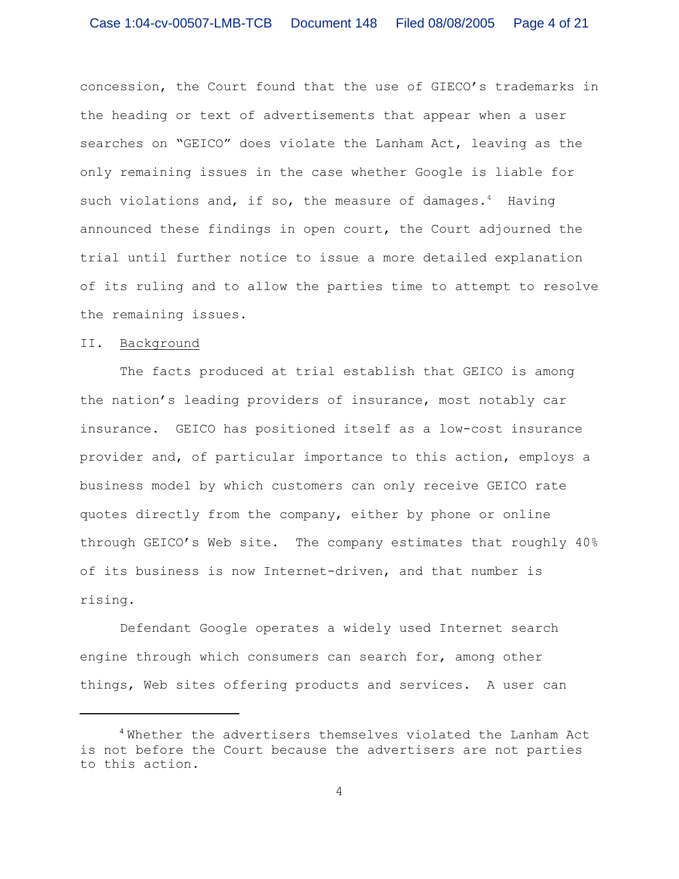concession, the Court found that the use of GIECO's trademarks in the heading or text of advertisements that appear when a user searches on "GEICO" does violate the Lanham Act, leaving as the only remaining issues in the case whether Google is liable for such violations and, if so, the measure of damages.[4] Having announced these findings in open court, the Court adjourned the trial until further notice to issue a more detailed explanation of its ruling and to allow the parties time to attempt to resolve the remaining issues.

## II. Background

The facts produced at trial establish that GEICO is among the nation's leading providers of insurance, most notably car insurance. GEICO has positioned itself as a low-cost insurance provider and, of particular importance to this action, employs a business model by which customers can only receive GEICO rate quotes directly from the company, either by phone or online through GEICO's Web site. The company estimates that roughly 40% of its business is now Internet-driven, and that number is rising.

Defendant Google operates a widely used Internet search engine through which consumers can search for, among other things, Web sites offering products and services. A user can

---

[4] Whether the advertisers themselves violated the Lanham Act is not before the Court because the advertisers are not parties to this action.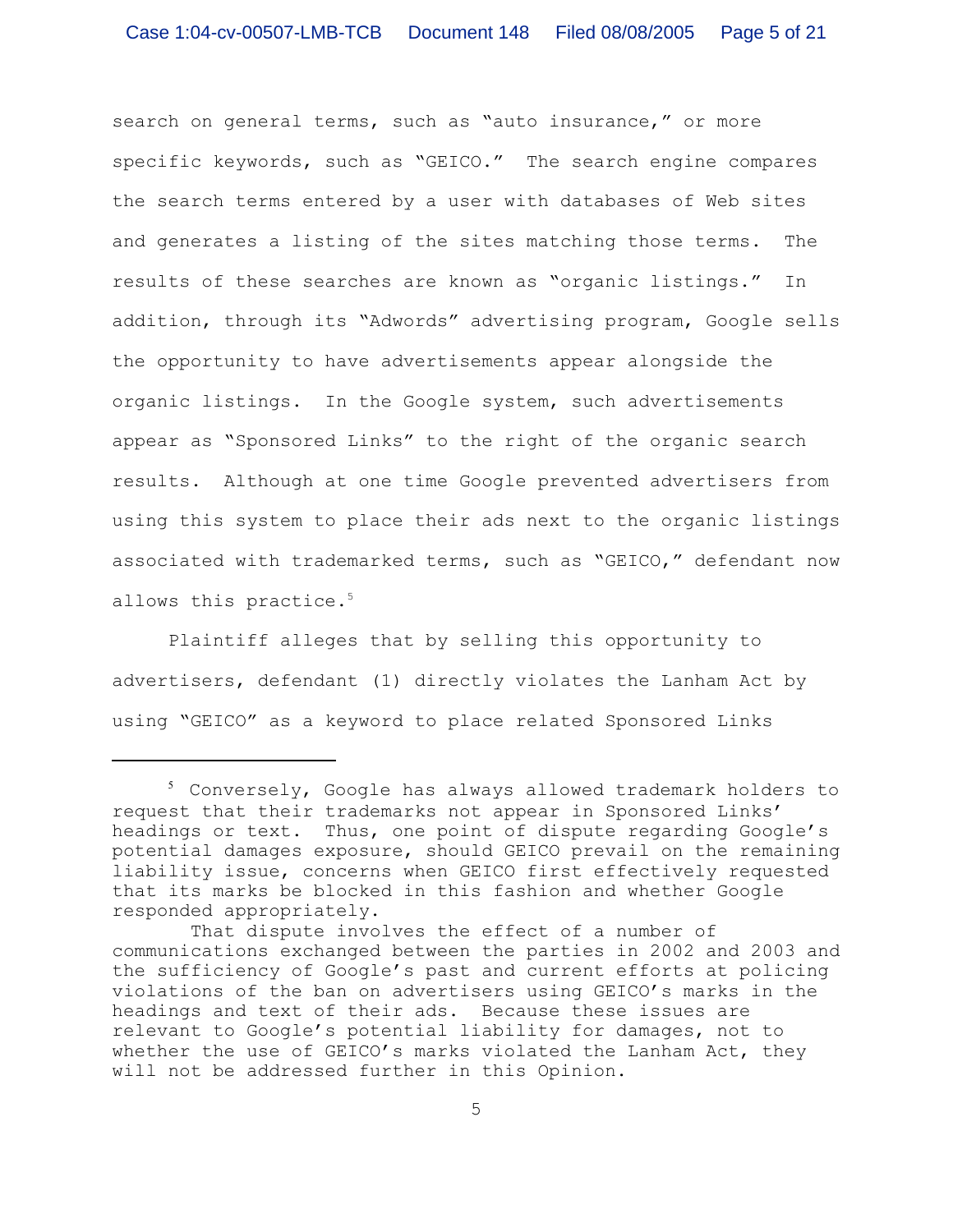search on general terms, such as "auto insurance," or more specific keywords, such as "GEICO." The search engine compares the search terms entered by a user with databases of Web sites and generates a listing of the sites matching those terms. The results of these searches are known as "organic listings." In addition, through its "Adwords" advertising program, Google sells the opportunity to have advertisements appear alongside the organic listings. In the Google system, such advertisements appear as "Sponsored Links" to the right of the organic search results. Although at one time Google prevented advertisers from using this system to place their ads next to the organic listings associated with trademarked terms, such as "GEICO," defendant now allows this practice.[5]

Plaintiff alleges that by selling this opportunity to advertisers, defendant (1) directly violates the Lanham Act by using "GEICO" as a keyword to place related Sponsored Links

---

[5] Conversely, Google has always allowed trademark holders to request that their trademarks not appear in Sponsored Links' headings or text. Thus, one point of dispute regarding Google's potential damages exposure, should GEICO prevail on the remaining liability issue, concerns when GEICO first effectively requested that its marks be blocked in this fashion and whether Google responded appropriately.

That dispute involves the effect of a number of communications exchanged between the parties in 2002 and 2003 and the sufficiency of Google's past and current efforts at policing violations of the ban on advertisers using GEICO's marks in the headings and text of their ads. Because these issues are relevant to Google's potential liability for damages, not to whether the use of GEICO's marks violated the Lanham Act, they will not be addressed further in this Opinion.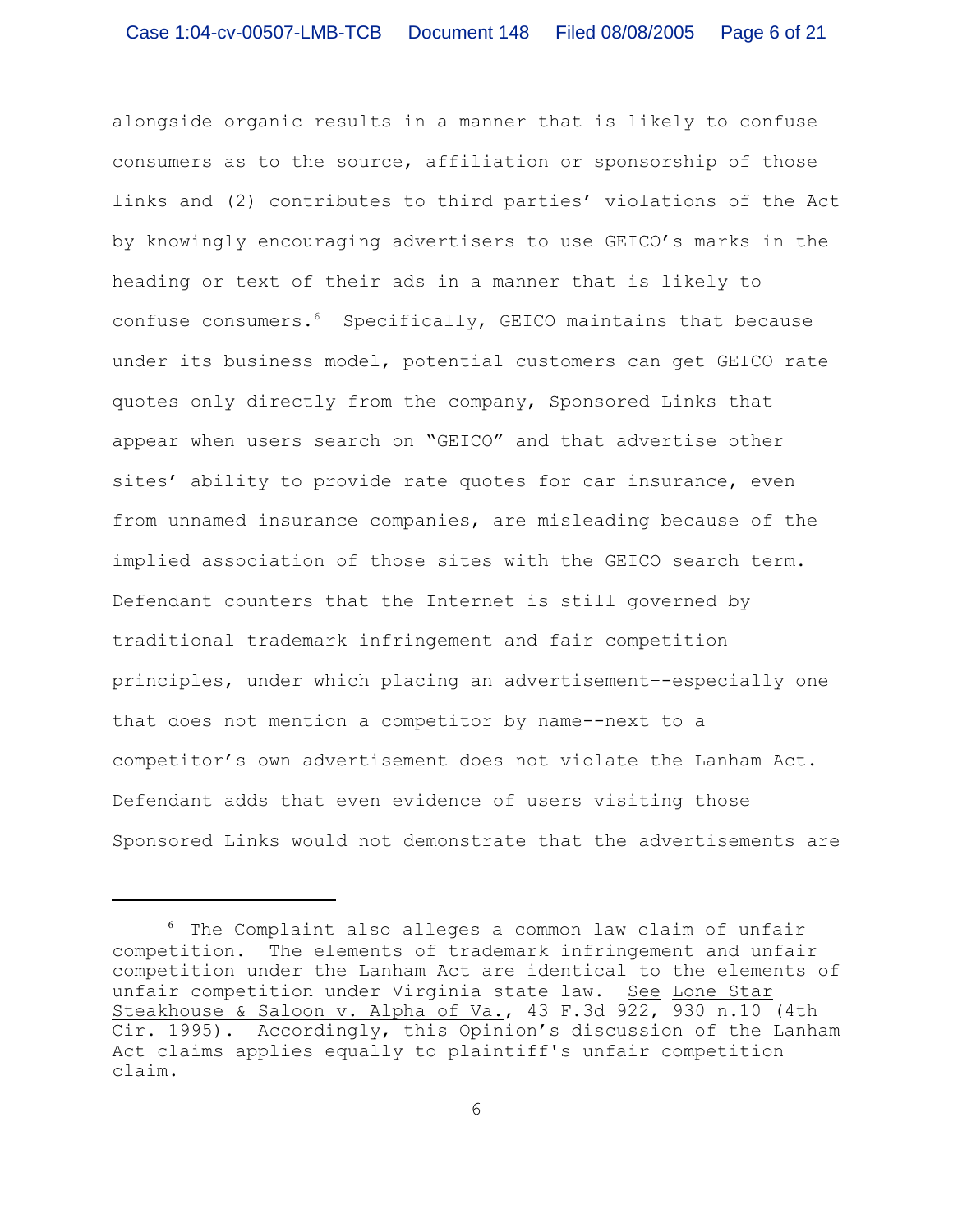alongside organic results in a manner that is likely to confuse consumers as to the source, affiliation or sponsorship of those links and (2) contributes to third parties' violations of the Act by knowingly encouraging advertisers to use GEICO's marks in the heading or text of their ads in a manner that is likely to confuse consumers.[6] Specifically, GEICO maintains that because under its business model, potential customers can get GEICO rate quotes only directly from the company, Sponsored Links that appear when users search on "GEICO" and that advertise other sites' ability to provide rate quotes for car insurance, even from unnamed insurance companies, are misleading because of the implied association of those sites with the GEICO search term. Defendant counters that the Internet is still governed by traditional trademark infringement and fair competition principles, under which placing an advertisement--especially one that does not mention a competitor by name--next to a competitor's own advertisement does not violate the Lanham Act. Defendant adds that even evidence of users visiting those Sponsored Links would not demonstrate that the advertisements are

---

[6] The Complaint also alleges a common law claim of unfair competition. The elements of trademark infringement and unfair competition under the Lanham Act are identical to the elements of unfair competition under Virginia state law. See Lone Star Steakhouse & Saloon v. Alpha of Va., 43 F.3d 922, 930 n.10 (4th Cir. 1995). Accordingly, this Opinion's discussion of the Lanham Act claims applies equally to plaintiff's unfair competition claim.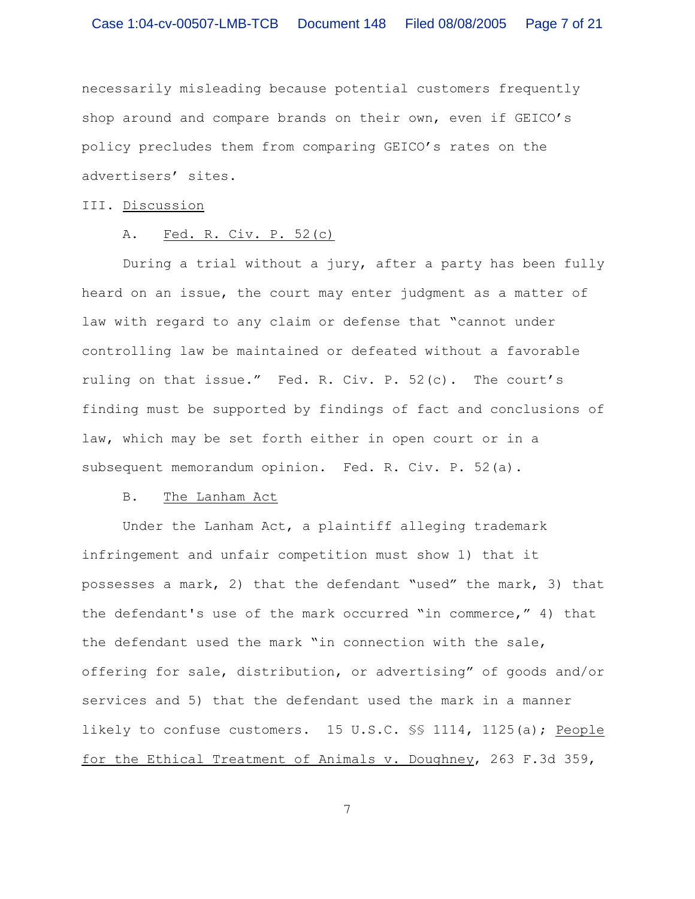necessarily misleading because potential customers frequently shop around and compare brands on their own, even if GEICO's policy precludes them from comparing GEICO's rates on the advertisers' sites.

## III. Discussion

### A. Fed. R. Civ. P. 52(c)

During a trial without a jury, after a party has been fully heard on an issue, the court may enter judgment as a matter of law with regard to any claim or defense that "cannot under controlling law be maintained or defeated without a favorable ruling on that issue." Fed. R. Civ. P. 52(c). The court's finding must be supported by findings of fact and conclusions of law, which may be set forth either in open court or in a subsequent memorandum opinion. Fed. R. Civ. P. 52(a).

### B. The Lanham Act

Under the Lanham Act, a plaintiff alleging trademark infringement and unfair competition must show 1) that it possesses a mark, 2) that the defendant "used" the mark, 3) that the defendant's use of the mark occurred "in commerce," 4) that the defendant used the mark "in connection with the sale, offering for sale, distribution, or advertising" of goods and/or services and 5) that the defendant used the mark in a manner likely to confuse customers. 15 U.S.C. §§ 1114, 1125(a); People for the Ethical Treatment of Animals v. Doughney, 263 F.3d 359,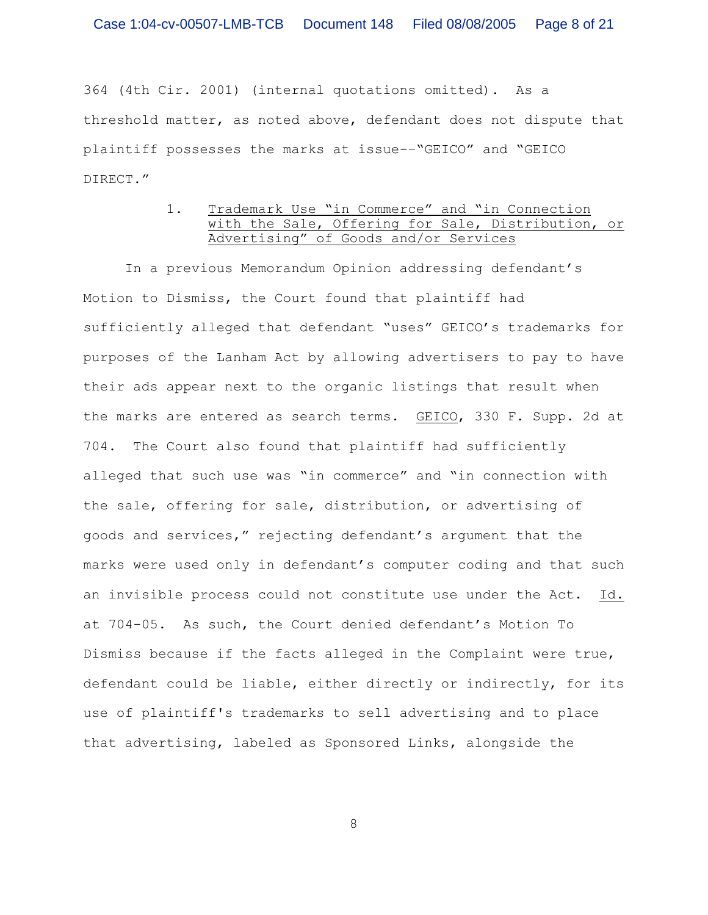364 (4th Cir. 2001) (internal quotations omitted). As a threshold matter, as noted above, defendant does not dispute that plaintiff possesses the marks at issue--"GEICO" and "GEICO DIRECT."

1. Trademark Use "in Commerce" and "in Connection with the Sale, Offering for Sale, Distribution, or Advertising" of Goods and/or Services

In a previous Memorandum Opinion addressing defendant's Motion to Dismiss, the Court found that plaintiff had sufficiently alleged that defendant "uses" GEICO's trademarks for purposes of the Lanham Act by allowing advertisers to pay to have their ads appear next to the organic listings that result when the marks are entered as search terms. GEICO, 330 F. Supp. 2d at 704. The Court also found that plaintiff had sufficiently alleged that such use was "in commerce" and "in connection with the sale, offering for sale, distribution, or advertising of goods and services," rejecting defendant's argument that the marks were used only in defendant's computer coding and that such an invisible process could not constitute use under the Act. Id. at 704-05. As such, the Court denied defendant's Motion To Dismiss because if the facts alleged in the Complaint were true, defendant could be liable, either directly or indirectly, for its use of plaintiff's trademarks to sell advertising and to place that advertising, labeled as Sponsored Links, alongside the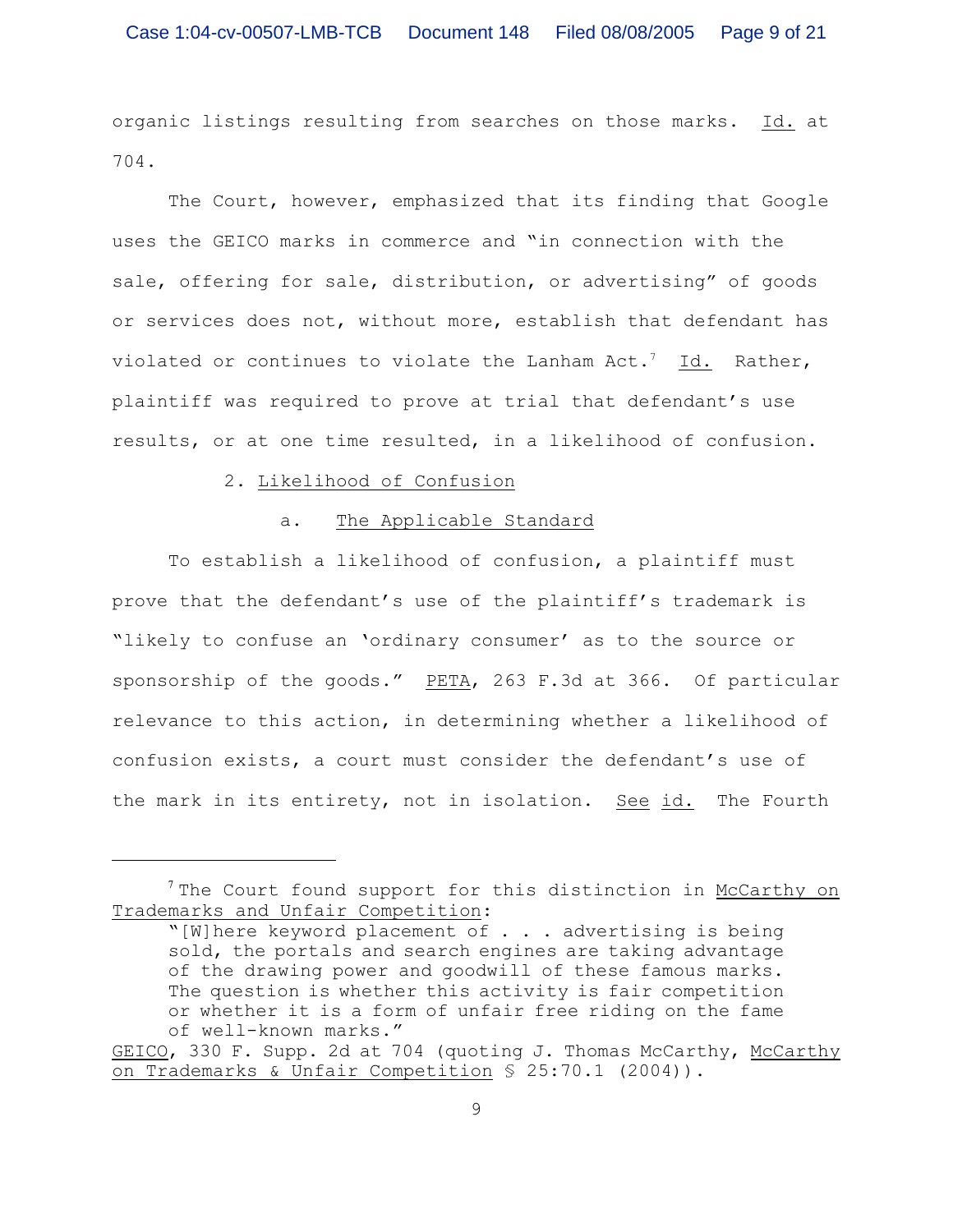organic listings resulting from searches on those marks. Id. at 704.

The Court, however, emphasized that its finding that Google uses the GEICO marks in commerce and "in connection with the sale, offering for sale, distribution, or advertising" of goods or services does not, without more, establish that defendant has violated or continues to violate the Lanham Act.[7] Id. Rather, plaintiff was required to prove at trial that defendant's use results, or at one time resulted, in a likelihood of confusion.

### 2. Likelihood of Confusion

#### a. The Applicable Standard

To establish a likelihood of confusion, a plaintiff must prove that the defendant's use of the plaintiff's trademark is "likely to confuse an 'ordinary consumer' as to the source or sponsorship of the goods." PETA, 263 F.3d at 366. Of particular relevance to this action, in determining whether a likelihood of confusion exists, a court must consider the defendant's use of the mark in its entirety, not in isolation. See id. The Fourth

---

[7] The Court found support for this distinction in McCarthy on Trademarks and Unfair Competition:

> "[W]here keyword placement of . . . advertising is being sold, the portals and search engines are taking advantage of the drawing power and goodwill of these famous marks. The question is whether this activity is fair competition or whether it is a form of unfair free riding on the fame of well-known marks."

GEICO, 330 F. Supp. 2d at 704 (quoting J. Thomas McCarthy, McCarthy on Trademarks & Unfair Competition § 25:70.1 (2004)).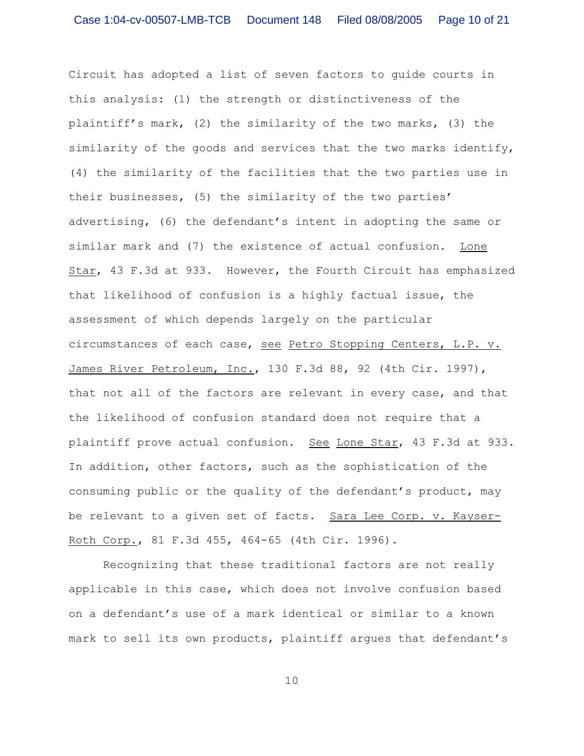Circuit has adopted a list of seven factors to guide courts in this analysis: (1) the strength or distinctiveness of the plaintiff's mark, (2) the similarity of the two marks, (3) the similarity of the goods and services that the two marks identify, (4) the similarity of the facilities that the two parties use in their businesses, (5) the similarity of the two parties' advertising, (6) the defendant's intent in adopting the same or similar mark and (7) the existence of actual confusion. Lone Star, 43 F.3d at 933. However, the Fourth Circuit has emphasized that likelihood of confusion is a highly factual issue, the assessment of which depends largely on the particular circumstances of each case, see Petro Stopping Centers, L.P. v. James River Petroleum, Inc., 130 F.3d 88, 92 (4th Cir. 1997), that not all of the factors are relevant in every case, and that the likelihood of confusion standard does not require that a plaintiff prove actual confusion. See Lone Star, 43 F.3d at 933. In addition, other factors, such as the sophistication of the consuming public or the quality of the defendant's product, may be relevant to a given set of facts. Sara Lee Corp. v. Kayser-Roth Corp., 81 F.3d 455, 464-65 (4th Cir. 1996).

Recognizing that these traditional factors are not really applicable in this case, which does not involve confusion based on a defendant's use of a mark identical or similar to a known mark to sell its own products, plaintiff argues that defendant's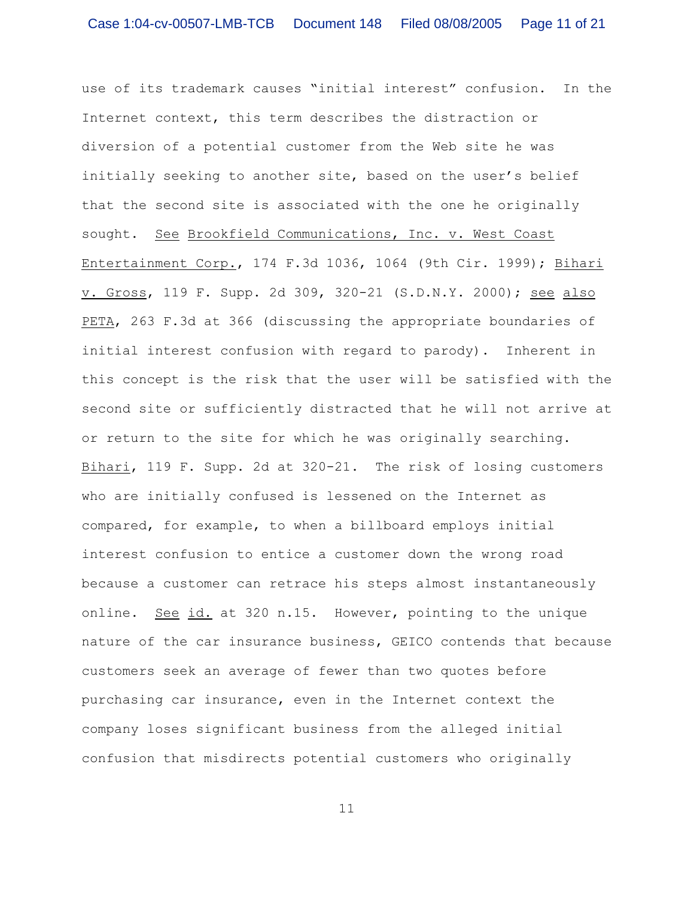use of its trademark causes "initial interest" confusion. In the Internet context, this term describes the distraction or diversion of a potential customer from the Web site he was initially seeking to another site, based on the user's belief that the second site is associated with the one he originally sought. See Brookfield Communications, Inc. v. West Coast Entertainment Corp., 174 F.3d 1036, 1064 (9th Cir. 1999); Bihari v. Gross, 119 F. Supp. 2d 309, 320-21 (S.D.N.Y. 2000); see also PETA, 263 F.3d at 366 (discussing the appropriate boundaries of initial interest confusion with regard to parody). Inherent in this concept is the risk that the user will be satisfied with the second site or sufficiently distracted that he will not arrive at or return to the site for which he was originally searching. Bihari, 119 F. Supp. 2d at 320-21. The risk of losing customers who are initially confused is lessened on the Internet as compared, for example, to when a billboard employs initial interest confusion to entice a customer down the wrong road because a customer can retrace his steps almost instantaneously online. See id. at 320 n.15. However, pointing to the unique nature of the car insurance business, GEICO contends that because customers seek an average of fewer than two quotes before purchasing car insurance, even in the Internet context the company loses significant business from the alleged initial confusion that misdirects potential customers who originally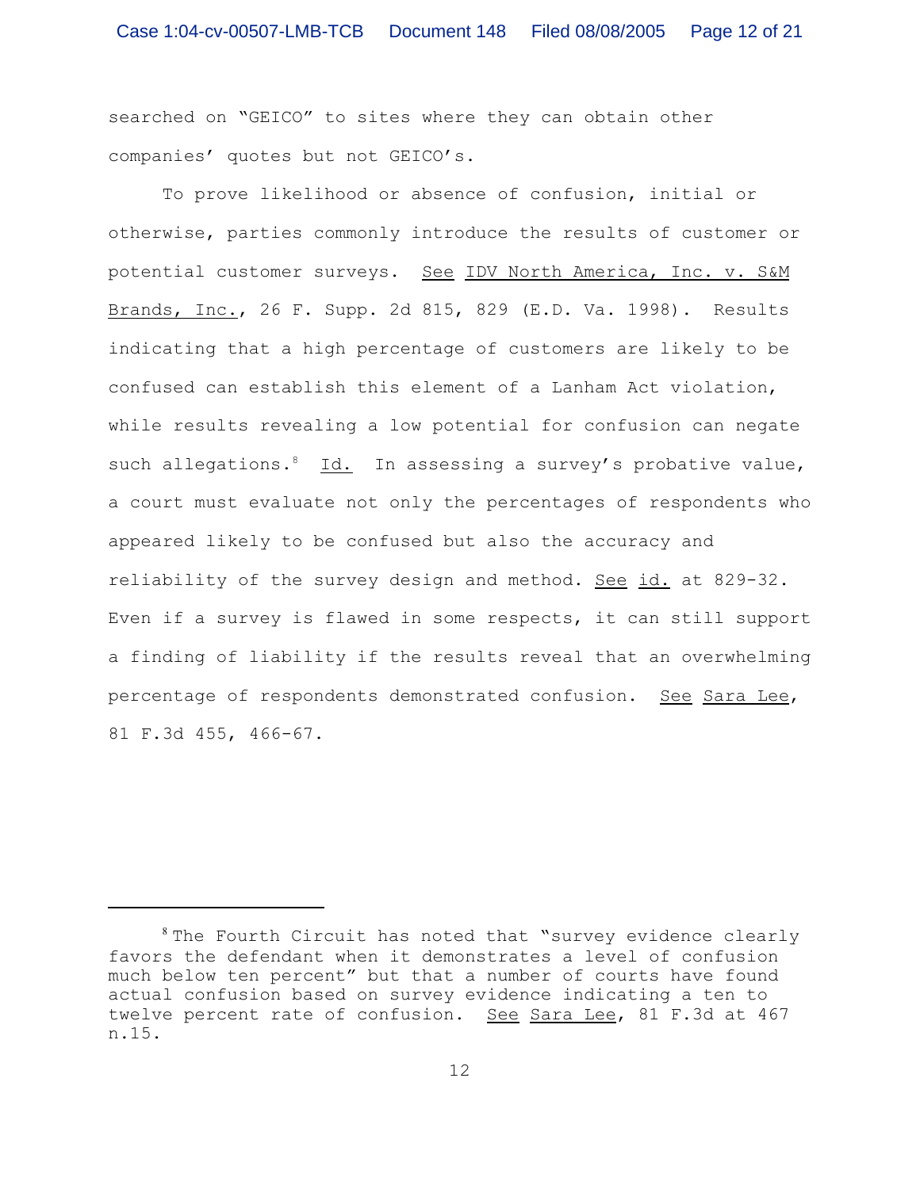searched on "GEICO" to sites where they can obtain other companies' quotes but not GEICO's.

To prove likelihood or absence of confusion, initial or otherwise, parties commonly introduce the results of customer or potential customer surveys. See IDV North America, Inc. v. S&M Brands, Inc., 26 F. Supp. 2d 815, 829 (E.D. Va. 1998). Results indicating that a high percentage of customers are likely to be confused can establish this element of a Lanham Act violation, while results revealing a low potential for confusion can negate such allegations.[8] Id. In assessing a survey's probative value, a court must evaluate not only the percentages of respondents who appeared likely to be confused but also the accuracy and reliability of the survey design and method. See id. at 829-32. Even if a survey is flawed in some respects, it can still support a finding of liability if the results reveal that an overwhelming percentage of respondents demonstrated confusion. See Sara Lee, 81 F.3d 455, 466-67.

---

[8] The Fourth Circuit has noted that "survey evidence clearly favors the defendant when it demonstrates a level of confusion much below ten percent" but that a number of courts have found actual confusion based on survey evidence indicating a ten to twelve percent rate of confusion. See Sara Lee, 81 F.3d at 467 n.15.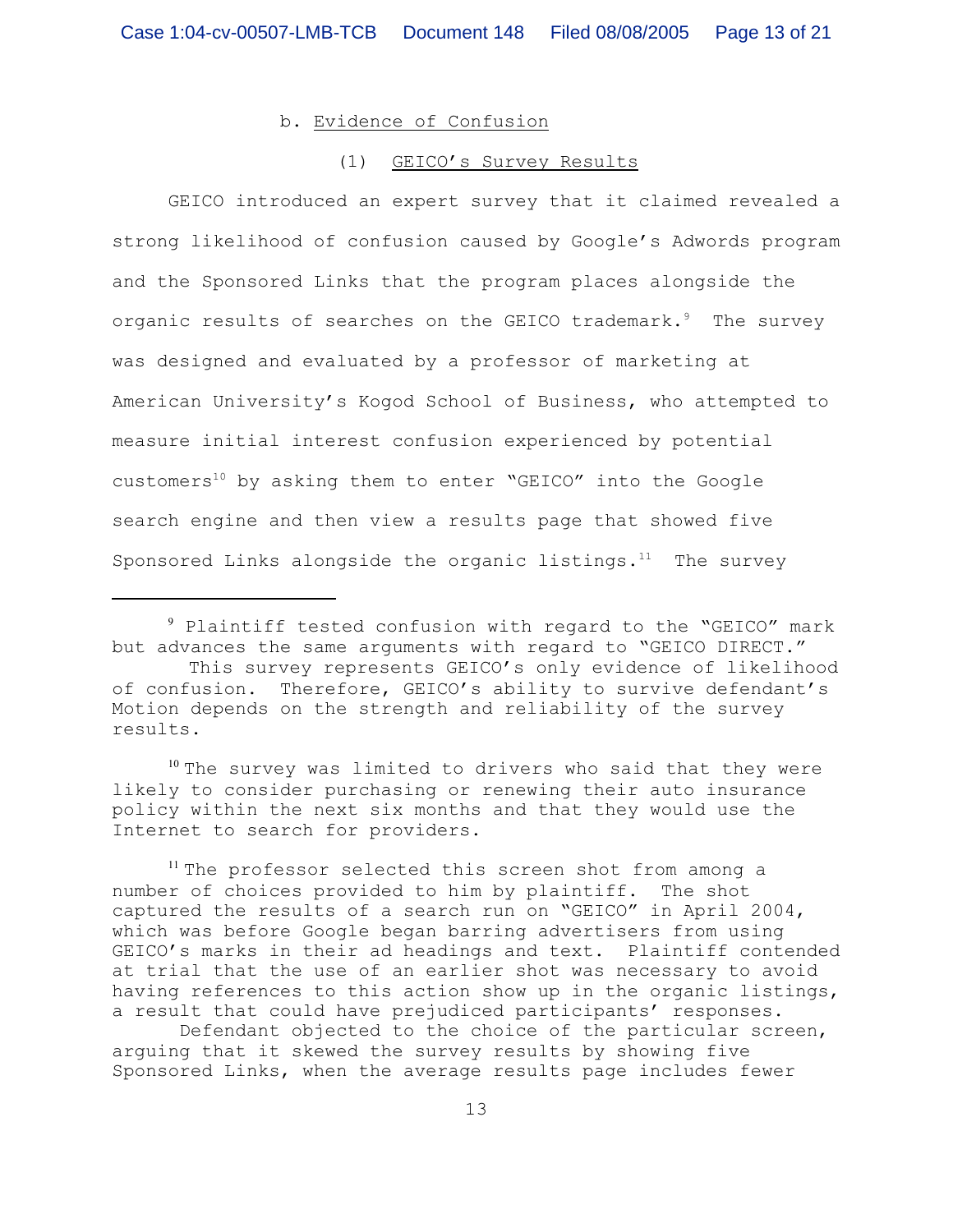b. Evidence of Confusion

(1) GEICO's Survey Results

GEICO introduced an expert survey that it claimed revealed a strong likelihood of confusion caused by Google's Adwords program and the Sponsored Links that the program places alongside the organic results of searches on the GEICO trademark.[9] The survey was designed and evaluated by a professor of marketing at American University's Kogod School of Business, who attempted to measure initial interest confusion experienced by potential customers[10] by asking them to enter "GEICO" into the Google search engine and then view a results page that showed five Sponsored Links alongside the organic listings.[11] The survey

---

[9] Plaintiff tested confusion with regard to the "GEICO" mark but advances the same arguments with regard to "GEICO DIRECT."

This survey represents GEICO's only evidence of likelihood of confusion. Therefore, GEICO's ability to survive defendant's Motion depends on the strength and reliability of the survey results.

[10] The survey was limited to drivers who said that they were likely to consider purchasing or renewing their auto insurance policy within the next six months and that they would use the Internet to search for providers.

[11] The professor selected this screen shot from among a number of choices provided to him by plaintiff. The shot captured the results of a search run on "GEICO" in April 2004, which was before Google began barring advertisers from using GEICO's marks in their ad headings and text. Plaintiff contended at trial that the use of an earlier shot was necessary to avoid having references to this action show up in the organic listings, a result that could have prejudiced participants' responses.

Defendant objected to the choice of the particular screen, arguing that it skewed the survey results by showing five Sponsored Links, when the average results page includes fewer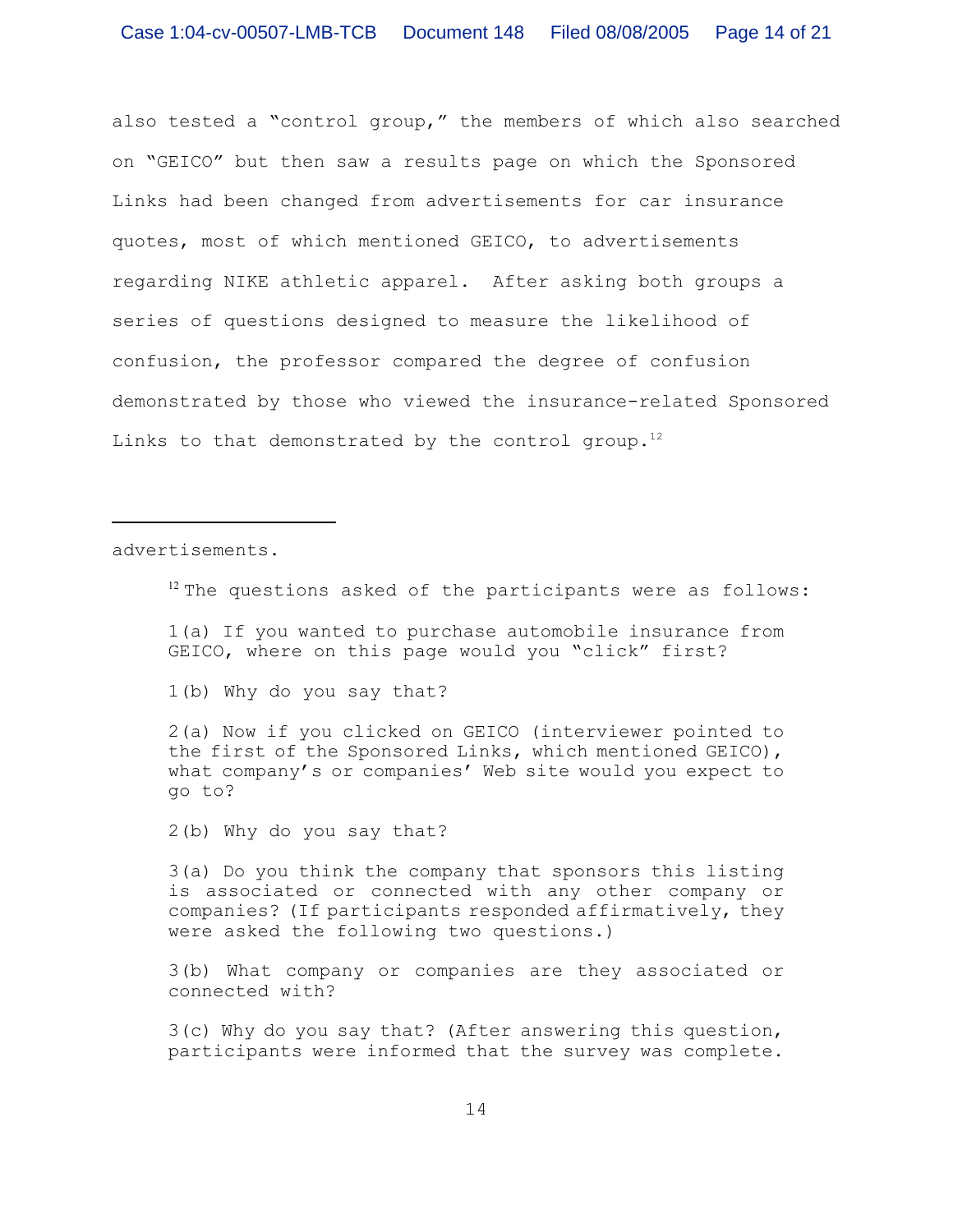also tested a "control group," the members of which also searched on "GEICO" but then saw a results page on which the Sponsored Links had been changed from advertisements for car insurance quotes, most of which mentioned GEICO, to advertisements regarding NIKE athletic apparel. After asking both groups a series of questions designed to measure the likelihood of confusion, the professor compared the degree of confusion demonstrated by those who viewed the insurance-related Sponsored Links to that demonstrated by the control group.[12]

---

advertisements.

[12] The questions asked of the participants were as follows:

1(a) If you wanted to purchase automobile insurance from GEICO, where on this page would you "click" first?

1(b) Why do you say that?

2(a) Now if you clicked on GEICO (interviewer pointed to the first of the Sponsored Links, which mentioned GEICO), what company's or companies' Web site would you expect to go to?

2(b) Why do you say that?

3(a) Do you think the company that sponsors this listing is associated or connected with any other company or companies? (If participants responded affirmatively, they were asked the following two questions.)

3(b) What company or companies are they associated or connected with?

3(c) Why do you say that? (After answering this question, participants were informed that the survey was complete.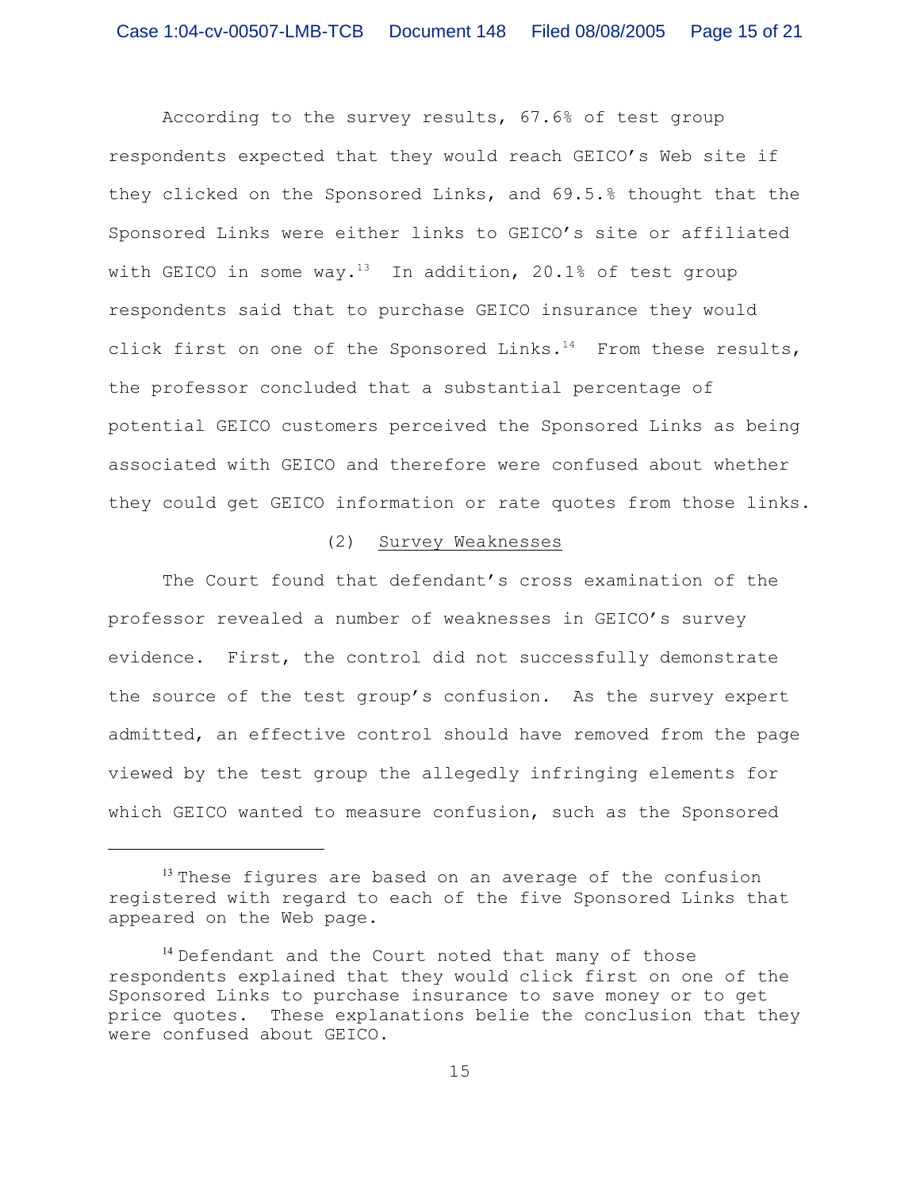According to the survey results, 67.6% of test group respondents expected that they would reach GEICO's Web site if they clicked on the Sponsored Links, and 69.5.% thought that the Sponsored Links were either links to GEICO's site or affiliated with GEICO in some way.[13] In addition, 20.1% of test group respondents said that to purchase GEICO insurance they would click first on one of the Sponsored Links.[14] From these results, the professor concluded that a substantial percentage of potential GEICO customers perceived the Sponsored Links as being associated with GEICO and therefore were confused about whether they could get GEICO information or rate quotes from those links.

(2) Survey Weaknesses

The Court found that defendant's cross examination of the professor revealed a number of weaknesses in GEICO's survey evidence. First, the control did not successfully demonstrate the source of the test group's confusion. As the survey expert admitted, an effective control should have removed from the page viewed by the test group the allegedly infringing elements for which GEICO wanted to measure confusion, such as the Sponsored

---

[13] These figures are based on an average of the confusion registered with regard to each of the five Sponsored Links that appeared on the Web page.

[14] Defendant and the Court noted that many of those respondents explained that they would click first on one of the Sponsored Links to purchase insurance to save money or to get price quotes. These explanations belie the conclusion that they were confused about GEICO.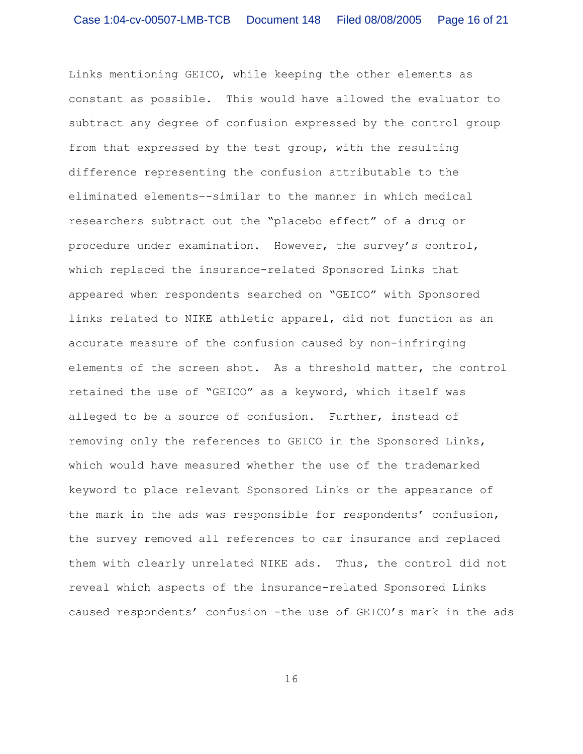Links mentioning GEICO, while keeping the other elements as constant as possible. This would have allowed the evaluator to subtract any degree of confusion expressed by the control group from that expressed by the test group, with the resulting difference representing the confusion attributable to the eliminated elements--similar to the manner in which medical researchers subtract out the "placebo effect" of a drug or procedure under examination. However, the survey's control, which replaced the insurance-related Sponsored Links that appeared when respondents searched on "GEICO" with Sponsored links related to NIKE athletic apparel, did not function as an accurate measure of the confusion caused by non-infringing elements of the screen shot. As a threshold matter, the control retained the use of "GEICO" as a keyword, which itself was alleged to be a source of confusion. Further, instead of removing only the references to GEICO in the Sponsored Links, which would have measured whether the use of the trademarked keyword to place relevant Sponsored Links or the appearance of the mark in the ads was responsible for respondents' confusion, the survey removed all references to car insurance and replaced them with clearly unrelated NIKE ads. Thus, the control did not reveal which aspects of the insurance-related Sponsored Links caused respondents' confusion--the use of GEICO's mark in the ads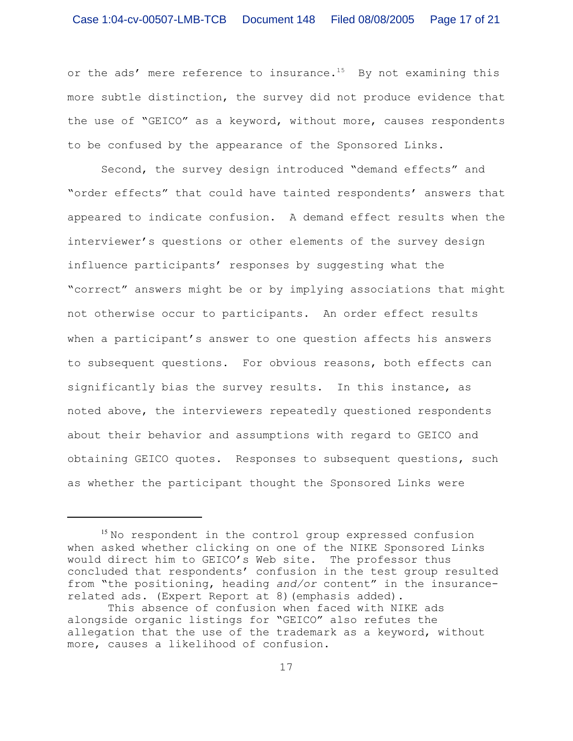or the ads' mere reference to insurance.[15] By not examining this more subtle distinction, the survey did not produce evidence that the use of "GEICO" as a keyword, without more, causes respondents to be confused by the appearance of the Sponsored Links.

Second, the survey design introduced "demand effects" and "order effects" that could have tainted respondents' answers that appeared to indicate confusion. A demand effect results when the interviewer's questions or other elements of the survey design influence participants' responses by suggesting what the "correct" answers might be or by implying associations that might not otherwise occur to participants. An order effect results when a participant's answer to one question affects his answers to subsequent questions. For obvious reasons, both effects can significantly bias the survey results. In this instance, as noted above, the interviewers repeatedly questioned respondents about their behavior and assumptions with regard to GEICO and obtaining GEICO quotes. Responses to subsequent questions, such as whether the participant thought the Sponsored Links were

---

[15] No respondent in the control group expressed confusion when asked whether clicking on one of the NIKE Sponsored Links would direct him to GEICO's Web site. The professor thus concluded that respondents' confusion in the test group resulted from "the positioning, heading *and/or* content" in the insurance-related ads. (Expert Report at 8)(emphasis added).

This absence of confusion when faced with NIKE ads alongside organic listings for "GEICO" also refutes the allegation that the use of the trademark as a keyword, without more, causes a likelihood of confusion.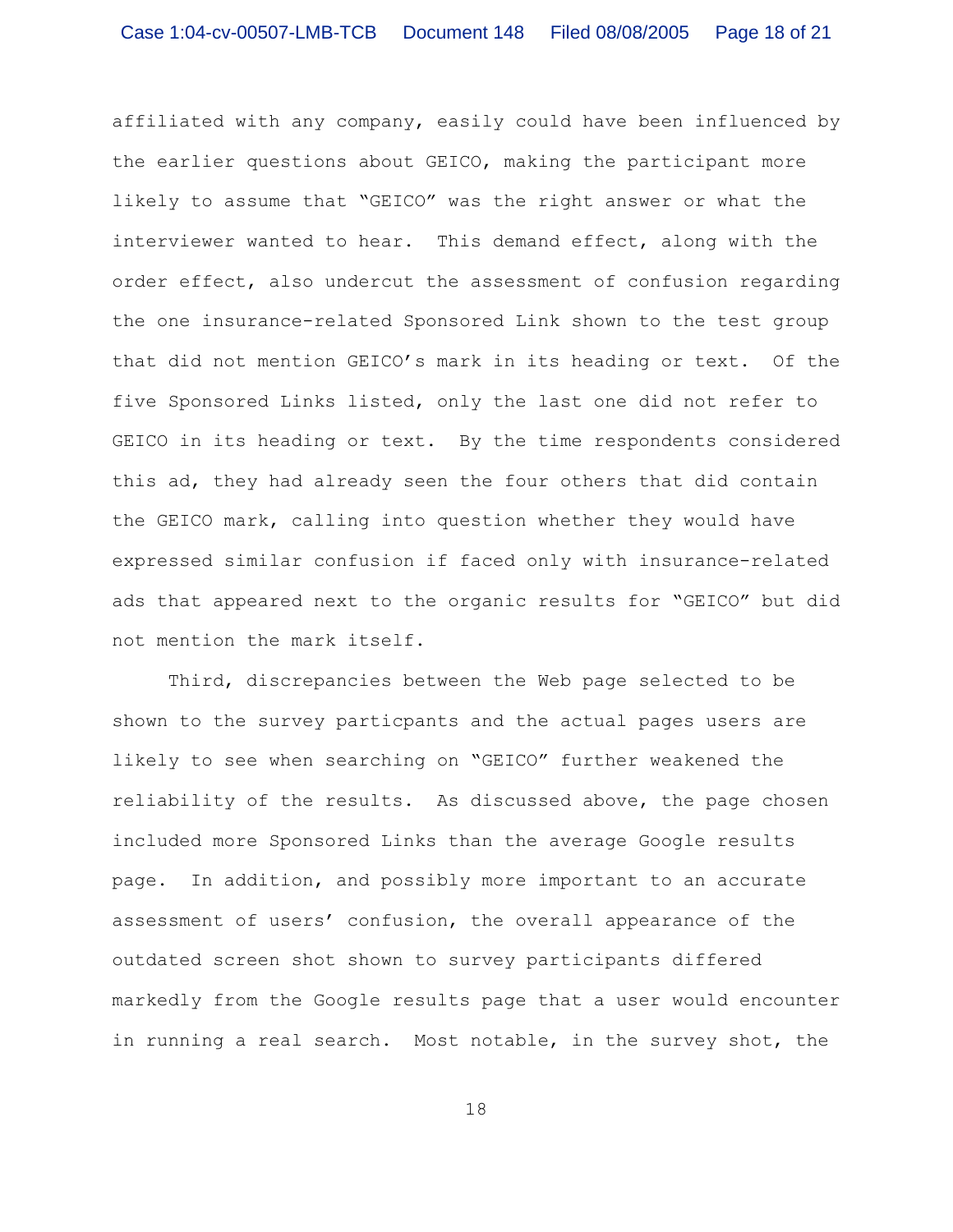affiliated with any company, easily could have been influenced by the earlier questions about GEICO, making the participant more likely to assume that "GEICO" was the right answer or what the interviewer wanted to hear. This demand effect, along with the order effect, also undercut the assessment of confusion regarding the one insurance-related Sponsored Link shown to the test group that did not mention GEICO's mark in its heading or text. Of the five Sponsored Links listed, only the last one did not refer to GEICO in its heading or text. By the time respondents considered this ad, they had already seen the four others that did contain the GEICO mark, calling into question whether they would have expressed similar confusion if faced only with insurance-related ads that appeared next to the organic results for "GEICO" but did not mention the mark itself.

Third, discrepancies between the Web page selected to be shown to the survey particpants and the actual pages users are likely to see when searching on "GEICO" further weakened the reliability of the results. As discussed above, the page chosen included more Sponsored Links than the average Google results page. In addition, and possibly more important to an accurate assessment of users' confusion, the overall appearance of the outdated screen shot shown to survey participants differed markedly from the Google results page that a user would encounter in running a real search. Most notable, in the survey shot, the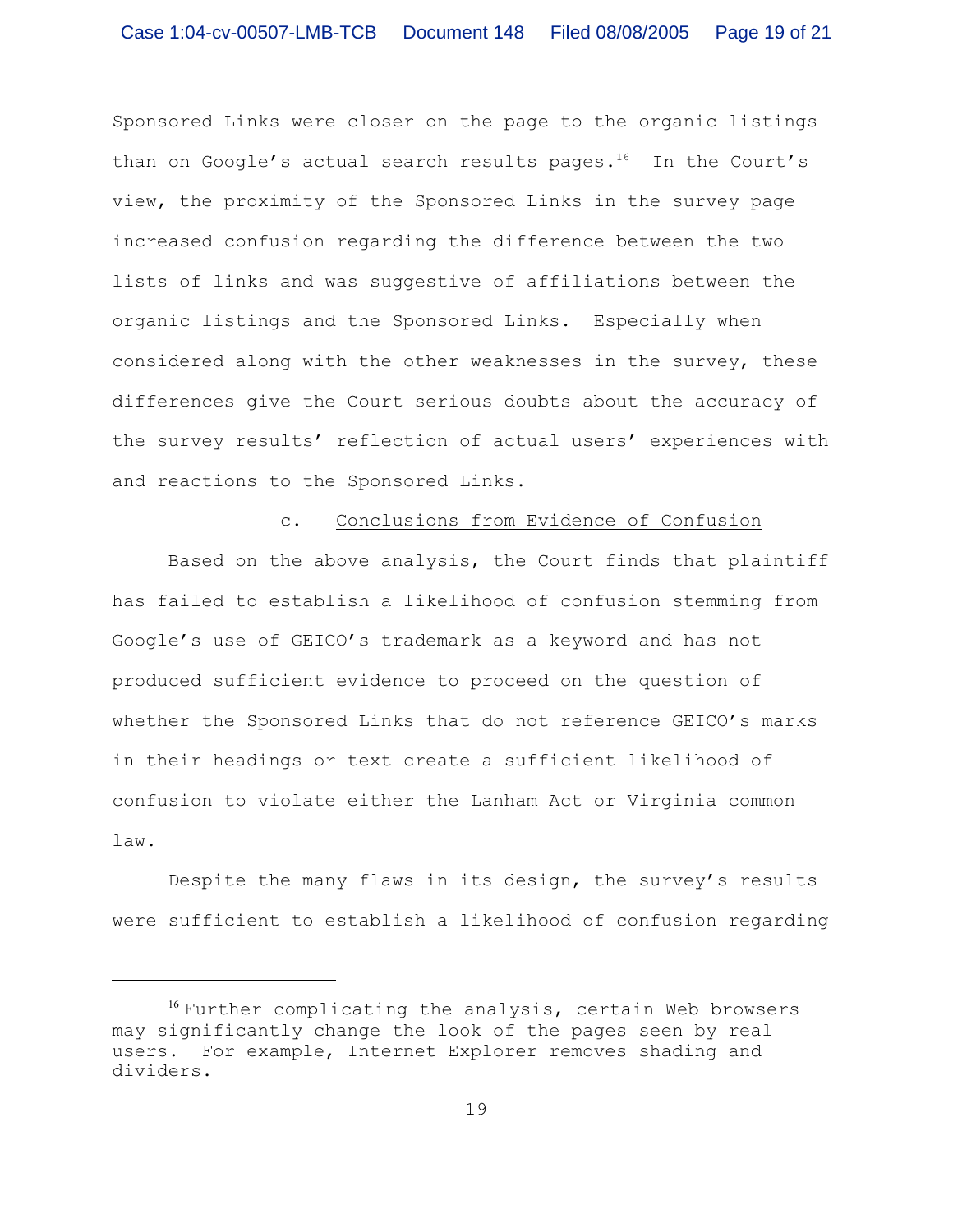Sponsored Links were closer on the page to the organic listings than on Google's actual search results pages.[16] In the Court's view, the proximity of the Sponsored Links in the survey page increased confusion regarding the difference between the two lists of links and was suggestive of affiliations between the organic listings and the Sponsored Links. Especially when considered along with the other weaknesses in the survey, these differences give the Court serious doubts about the accuracy of the survey results' reflection of actual users' experiences with and reactions to the Sponsored Links.

c. <u>Conclusions from Evidence of Confusion</u>

Based on the above analysis, the Court finds that plaintiff has failed to establish a likelihood of confusion stemming from Google's use of GEICO's trademark as a keyword and has not produced sufficient evidence to proceed on the question of whether the Sponsored Links that do not reference GEICO's marks in their headings or text create a sufficient likelihood of confusion to violate either the Lanham Act or Virginia common law.

Despite the many flaws in its design, the survey's results were sufficient to establish a likelihood of confusion regarding

---

[16] Further complicating the analysis, certain Web browsers may significantly change the look of the pages seen by real users. For example, Internet Explorer removes shading and dividers.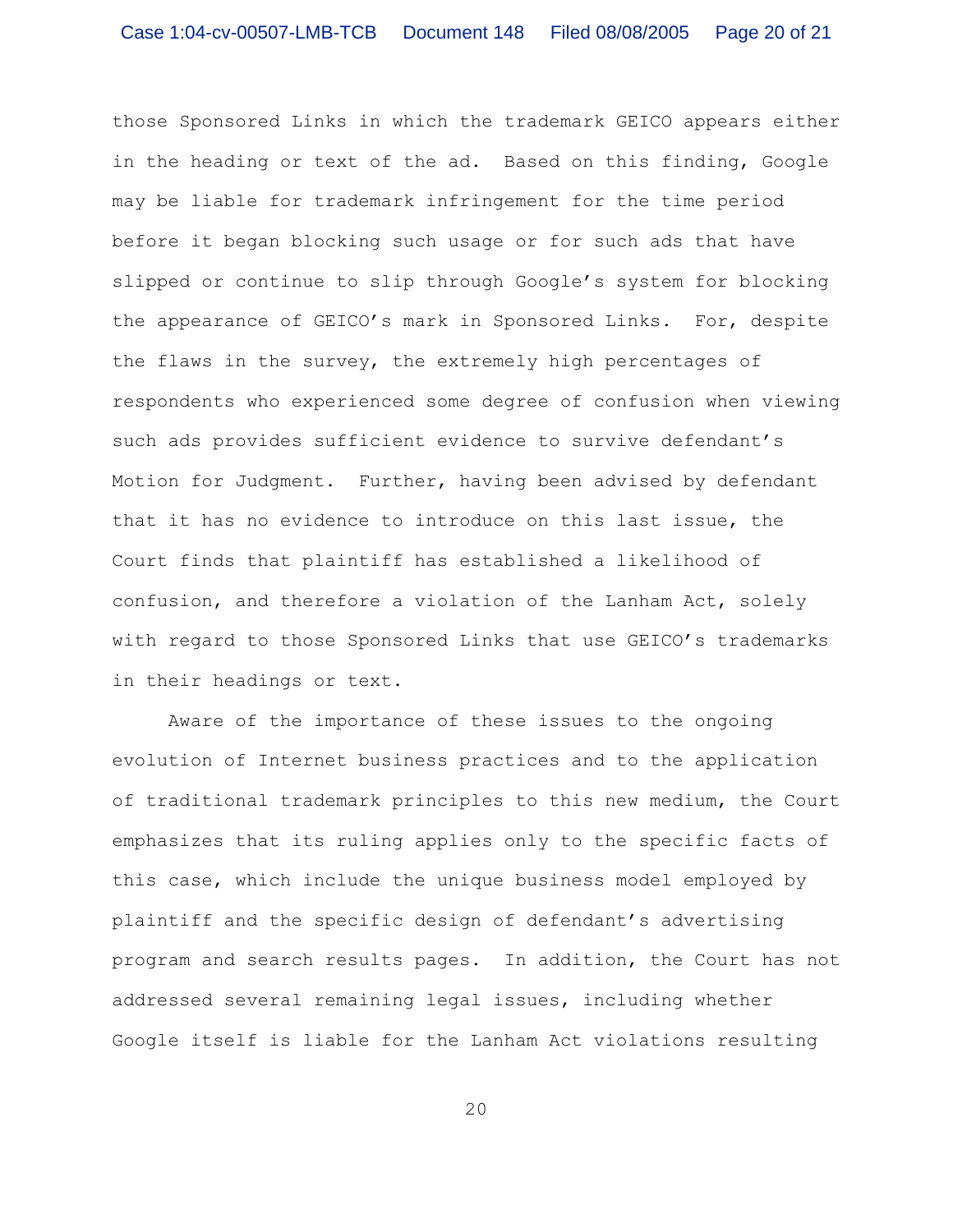those Sponsored Links in which the trademark GEICO appears either in the heading or text of the ad. Based on this finding, Google may be liable for trademark infringement for the time period before it began blocking such usage or for such ads that have slipped or continue to slip through Google's system for blocking the appearance of GEICO's mark in Sponsored Links. For, despite the flaws in the survey, the extremely high percentages of respondents who experienced some degree of confusion when viewing such ads provides sufficient evidence to survive defendant's Motion for Judgment. Further, having been advised by defendant that it has no evidence to introduce on this last issue, the Court finds that plaintiff has established a likelihood of confusion, and therefore a violation of the Lanham Act, solely with regard to those Sponsored Links that use GEICO's trademarks in their headings or text.

Aware of the importance of these issues to the ongoing evolution of Internet business practices and to the application of traditional trademark principles to this new medium, the Court emphasizes that its ruling applies only to the specific facts of this case, which include the unique business model employed by plaintiff and the specific design of defendant's advertising program and search results pages. In addition, the Court has not addressed several remaining legal issues, including whether Google itself is liable for the Lanham Act violations resulting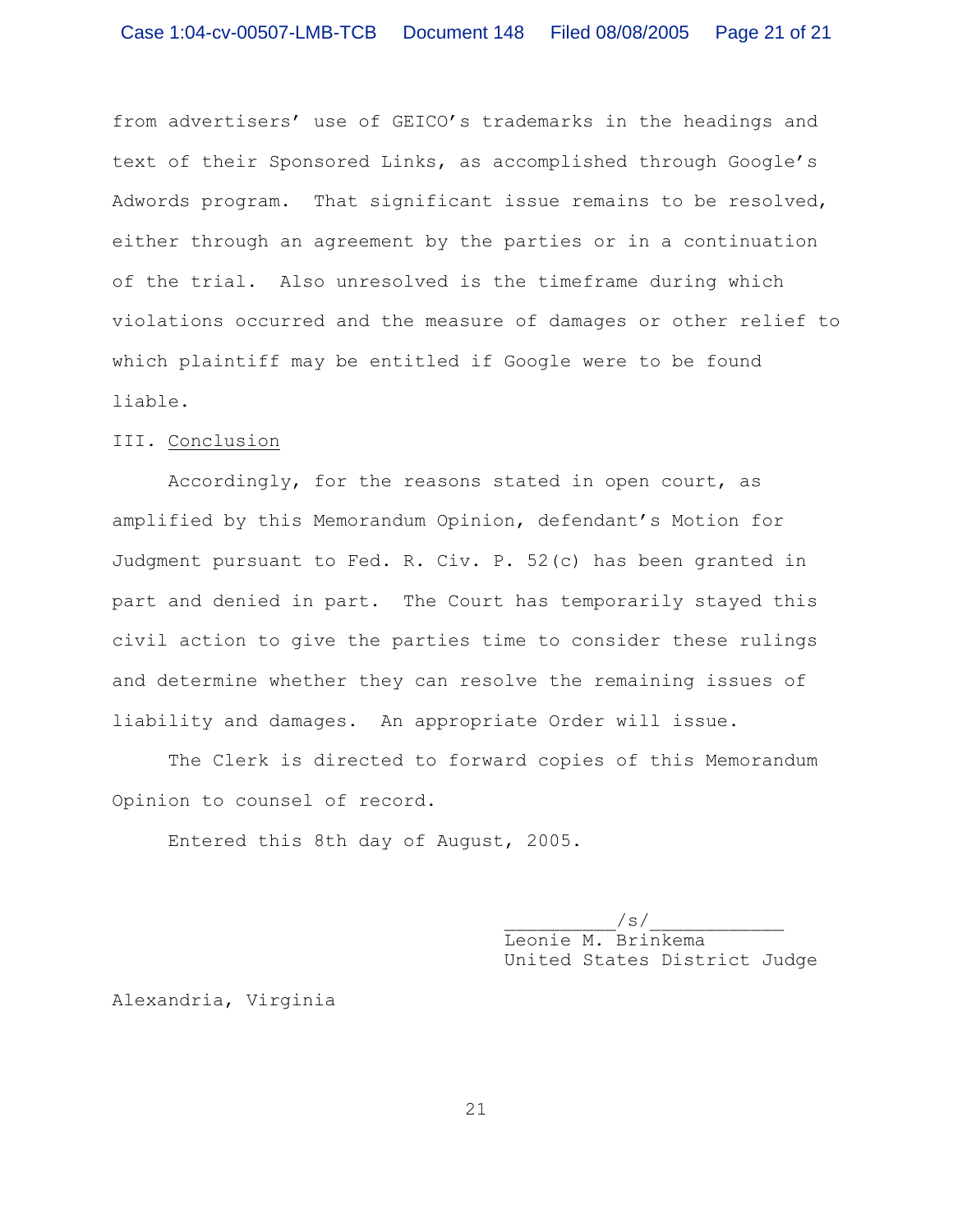from advertisers' use of GEICO's trademarks in the headings and text of their Sponsored Links, as accomplished through Google's Adwords program. That significant issue remains to be resolved, either through an agreement by the parties or in a continuation of the trial. Also unresolved is the timeframe during which violations occurred and the measure of damages or other relief to which plaintiff may be entitled if Google were to be found liable.

## III. Conclusion

Accordingly, for the reasons stated in open court, as amplified by this Memorandum Opinion, defendant's Motion for Judgment pursuant to Fed. R. Civ. P. 52(c) has been granted in part and denied in part. The Court has temporarily stayed this civil action to give the parties time to consider these rulings and determine whether they can resolve the remaining issues of liability and damages. An appropriate Order will issue.

The Clerk is directed to forward copies of this Memorandum Opinion to counsel of record.

Entered this 8th day of August, 2005.

__________/s/____________
Leonie M. Brinkema
United States District Judge

Alexandria, Virginia